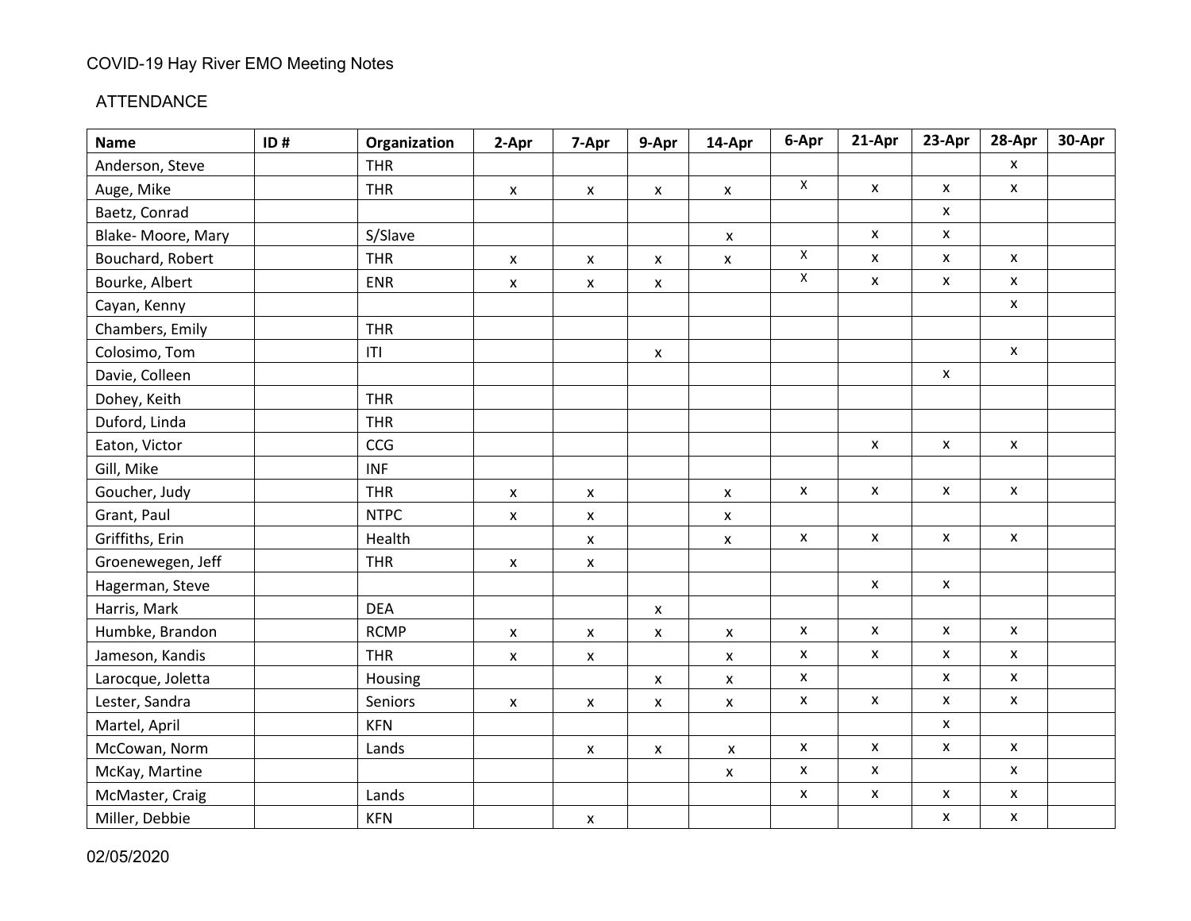COVID-19 Hay River EMO Meeting Notes

ATTENDANCE

| Name | ID # | Organization | 2-Apr | 7-Apr | 9-Apr | 14-Apr | 6-Apr | 21-Apr | 23-Apr | 28-Apr | 30-Apr |
|---|---|---|---|---|---|---|---|---|---|---|---|
| Anderson, Steve | | THR | | | | | | | | x | |
| Auge, Mike | | THR | x | x | x | x | x | x | x | x | |
| Baetz, Conrad | | | | | | | | | x | | |
| Blake- Moore, Mary | | S/Slave | | | | x | | x | x | | |
| Bouchard, Robert | | THR | x | x | x | x | x | x | x | x | |
| Bourke, Albert | | ENR | x | x | x | | x | x | x | x | |
| Cayan, Kenny | | | | | | | | | | x | |
| Chambers, Emily | | THR | | | | | | | | | |
| Colosimo, Tom | | ITI | | | x | | | | | x | |
| Davie, Colleen | | | | | | | | | x | | |
| Dohey, Keith | | THR | | | | | | | | | |
| Duford, Linda | | THR | | | | | | | | | |
| Eaton, Victor | | CCG | | | | | | x | x | x | |
| Gill, Mike | | INF | | | | | | | | | |
| Goucher, Judy | | THR | x | x | | x | x | x | x | x | |
| Grant, Paul | | NTPC | x | x | | x | | | | | |
| Griffiths, Erin | | Health | | x | | x | x | x | x | x | |
| Groenewegen, Jeff | | THR | x | x | | | | | | | |
| Hagerman, Steve | | | | | | | | x | x | | |
| Harris, Mark | | DEA | | | x | | | | | | |
| Humbke, Brandon | | RCMP | x | x | x | x | x | x | x | x | |
| Jameson, Kandis | | THR | x | x | | x | x | x | x | x | |
| Larocque, Joletta | | Housing | | | x | x | x | | x | x | |
| Lester, Sandra | | Seniors | x | x | x | x | x | x | x | x | |
| Martel, April | | KFN | | | | | | | x | | |
| McCowan, Norm | | Lands | | x | x | x | x | x | x | x | |
| McKay, Martine | | | | | | x | x | x | | x | |
| McMaster, Craig | | Lands | | | | | x | x | x | x | |
| Miller, Debbie | | KFN | | x | | | | | x | x | |

02/05/2020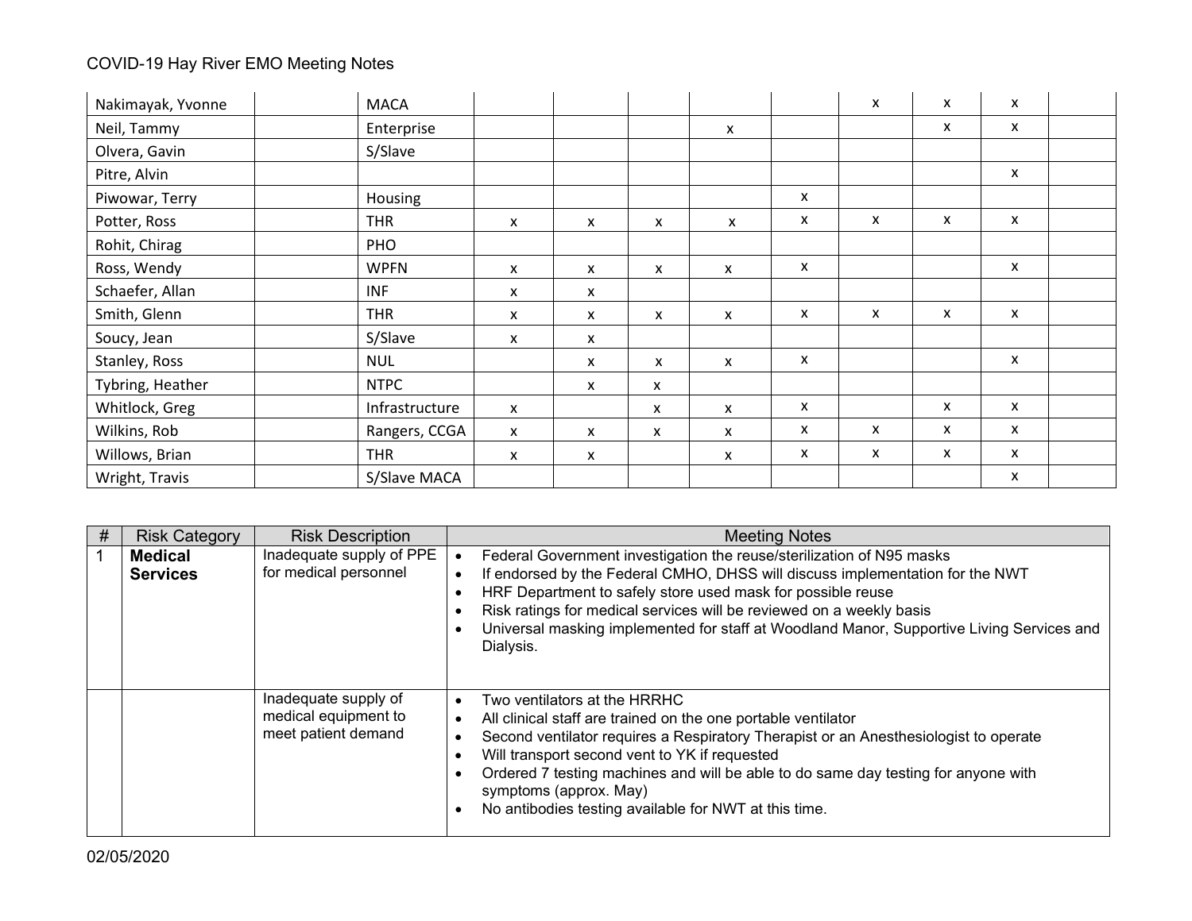| | | | | | | | | | | | |
|---|---|---|---|---|---|---|---|---|---|---|---|
| Nakimayak, Yvonne | | MACA | | | | | | x | x | x | |
| Neil, Tammy | | Enterprise | | | | x | | | x | x | |
| Olvera, Gavin | | S/Slave | | | | | | | | | |
| Pitre, Alvin | | | | | | | | | | x | |
| Piwowar, Terry | | Housing | | | | | x | | | | |
| Potter, Ross | | THR | x | x | x | x | x | x | x | x | |
| Rohit, Chirag | | PHO | | | | | | | | | |
| Ross, Wendy | | WPFN | x | x | x | x | x | | | x | |
| Schaefer, Allan | | INF | x | x | | | | | | | |
| Smith, Glenn | | THR | x | x | x | x | x | x | x | x | |
| Soucy, Jean | | S/Slave | x | x | | | | | | | |
| Stanley, Ross | | NUL | | x | x | x | x | | | x | |
| Tybring, Heather | | NTPC | | x | x | | | | | | |
| Whitlock, Greg | | Infrastructure | x | | x | x | x | | x | x | |
| Wilkins, Rob | | Rangers, CCGA | x | x | x | x | x | x | x | x | |
| Willows, Brian | | THR | x | x | | x | x | x | x | x | |
| Wright, Travis | | S/Slave MACA | | | | | | | | x | |

| # | Risk Category | Risk Description | Meeting Notes |
|---|---|---|---|
| 1 | **Medical Services** | Inadequate supply of PPE for medical personnel | • Federal Government investigation the reuse/sterilization of N95 masks<br>• If endorsed by the Federal CMHO, DHSS will discuss implementation for the NWT<br>• HRF Department to safely store used mask for possible reuse<br>• Risk ratings for medical services will be reviewed on a weekly basis<br>• Universal masking implemented for staff at Woodland Manor, Supportive Living Services and Dialysis. |
| | | Inadequate supply of medical equipment to meet patient demand | • Two ventilators at the HRRHC<br>• All clinical staff are trained on the one portable ventilator<br>• Second ventilator requires a Respiratory Therapist or an Anesthesiologist to operate<br>• Will transport second vent to YK if requested<br>• Ordered 7 testing machines and will be able to do same day testing for anyone with symptoms (approx. May)<br>• No antibodies testing available for NWT at this time. |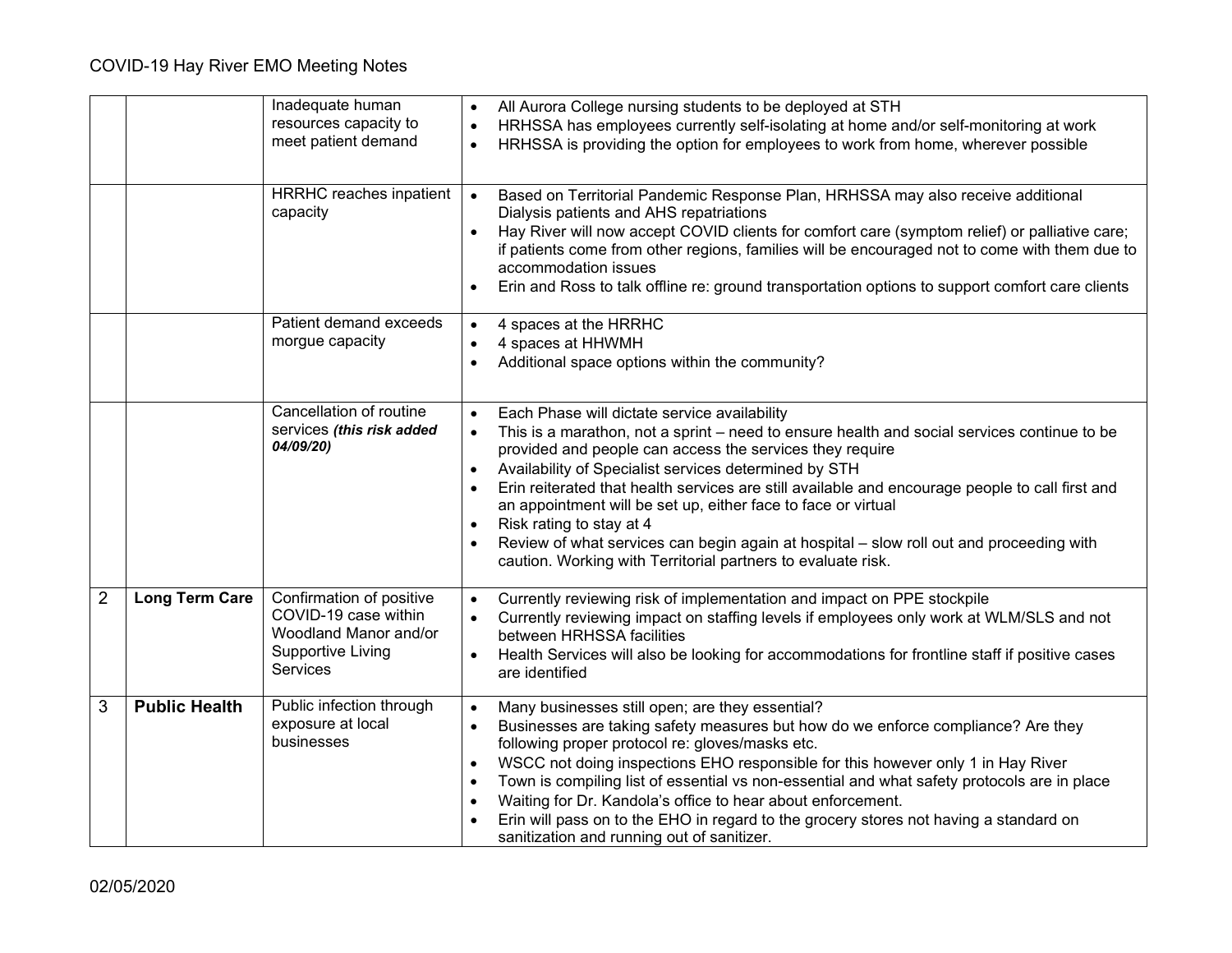| | | | |
|---|---|---|---|
| | | Inadequate human resources capacity to meet patient demand | • All Aurora College nursing students to be deployed at STH<br>• HRHSSA has employees currently self-isolating at home and/or self-monitoring at work<br>• HRHSSA is providing the option for employees to work from home, wherever possible |
| | | HRRHC reaches inpatient capacity | • Based on Territorial Pandemic Response Plan, HRHSSA may also receive additional Dialysis patients and AHS repatriations<br>• Hay River will now accept COVID clients for comfort care (symptom relief) or palliative care; if patients come from other regions, families will be encouraged not to come with them due to accommodation issues<br>• Erin and Ross to talk offline re: ground transportation options to support comfort care clients |
| | | Patient demand exceeds morgue capacity | • 4 spaces at the HRRHC<br>• 4 spaces at HHWMH<br>• Additional space options within the community? |
| | | Cancellation of routine services ***(this risk added 04/09/20)*** | • Each Phase will dictate service availability<br>• This is a marathon, not a sprint – need to ensure health and social services continue to be provided and people can access the services they require<br>• Availability of Specialist services determined by STH<br>• Erin reiterated that health services are still available and encourage people to call first and an appointment will be set up, either face to face or virtual<br>• Risk rating to stay at 4<br>• Review of what services can begin again at hospital – slow roll out and proceeding with caution. Working with Territorial partners to evaluate risk. |
| 2 | **Long Term Care** | Confirmation of positive COVID-19 case within Woodland Manor and/or Supportive Living Services | • Currently reviewing risk of implementation and impact on PPE stockpile<br>• Currently reviewing impact on staffing levels if employees only work at WLM/SLS and not between HRHSSA facilities<br>• Health Services will also be looking for accommodations for frontline staff if positive cases are identified |
| 3 | **Public Health** | Public infection through exposure at local businesses | • Many businesses still open; are they essential?<br>• Businesses are taking safety measures but how do we enforce compliance? Are they following proper protocol re: gloves/masks etc.<br>• WSCC not doing inspections EHO responsible for this however only 1 in Hay River<br>• Town is compiling list of essential vs non-essential and what safety protocols are in place<br>• Waiting for Dr. Kandola's office to hear about enforcement.<br>• Erin will pass on to the EHO in regard to the grocery stores not having a standard on sanitization and running out of sanitizer. |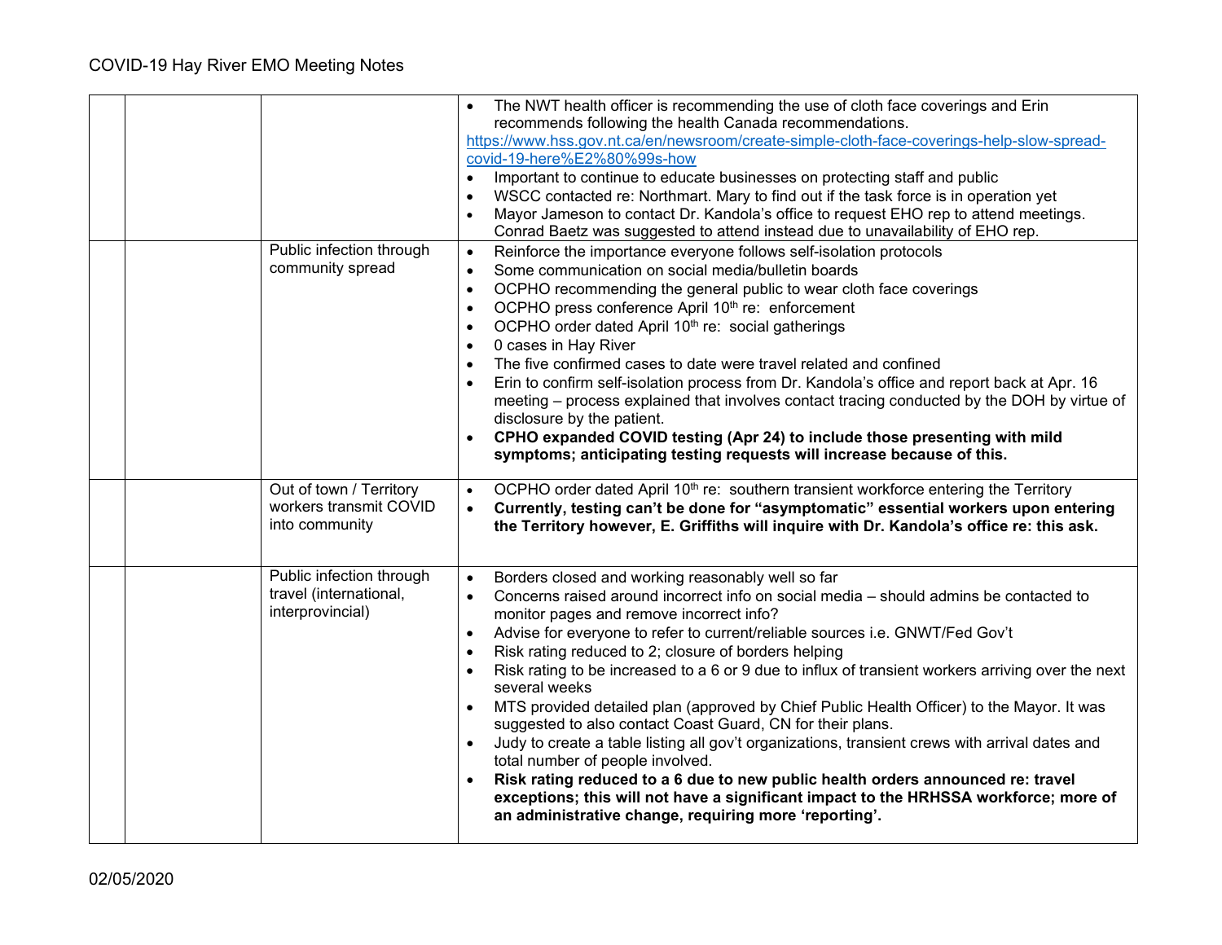| | | | |
|---|---|---|---|
| | | | • The NWT health officer is recommending the use of cloth face coverings and Erin recommends following the health Canada recommendations. https://www.hss.gov.nt.ca/en/newsroom/create-simple-cloth-face-coverings-help-slow-spread-covid-19-here%E2%80%99s-how<br>• Important to continue to educate businesses on protecting staff and public<br>• WSCC contacted re: Northmart. Mary to find out if the task force is in operation yet<br>• Mayor Jameson to contact Dr. Kandola's office to request EHO rep to attend meetings. Conrad Baetz was suggested to attend instead due to unavailability of EHO rep. |
| | | Public infection through community spread | • Reinforce the importance everyone follows self-isolation protocols<br>• Some communication on social media/bulletin boards<br>• OCPHO recommending the general public to wear cloth face coverings<br>• OCPHO press conference April 10th re: enforcement<br>• OCPHO order dated April 10th re: social gatherings<br>• 0 cases in Hay River<br>• The five confirmed cases to date were travel related and confined<br>• Erin to confirm self-isolation process from Dr. Kandola's office and report back at Apr. 16 meeting – process explained that involves contact tracing conducted by the DOH by virtue of disclosure by the patient.<br>• **CPHO expanded COVID testing (Apr 24) to include those presenting with mild symptoms; anticipating testing requests will increase because of this.** |
| | | Out of town / Territory workers transmit COVID into community | • OCPHO order dated April 10th re: southern transient workforce entering the Territory<br>• **Currently, testing can't be done for "asymptomatic" essential workers upon entering the Territory however, E. Griffiths will inquire with Dr. Kandola's office re: this ask.** |
| | | Public infection through travel (international, interprovincial) | • Borders closed and working reasonably well so far<br>• Concerns raised around incorrect info on social media – should admins be contacted to monitor pages and remove incorrect info?<br>• Advise for everyone to refer to current/reliable sources i.e. GNWT/Fed Gov't<br>• Risk rating reduced to 2; closure of borders helping<br>• Risk rating to be increased to a 6 or 9 due to influx of transient workers arriving over the next several weeks<br>• MTS provided detailed plan (approved by Chief Public Health Officer) to the Mayor. It was suggested to also contact Coast Guard, CN for their plans.<br>• Judy to create a table listing all gov't organizations, transient crews with arrival dates and total number of people involved.<br>• **Risk rating reduced to a 6 due to new public health orders announced re: travel exceptions; this will not have a significant impact to the HRHSSA workforce; more of an administrative change, requiring more 'reporting'.** |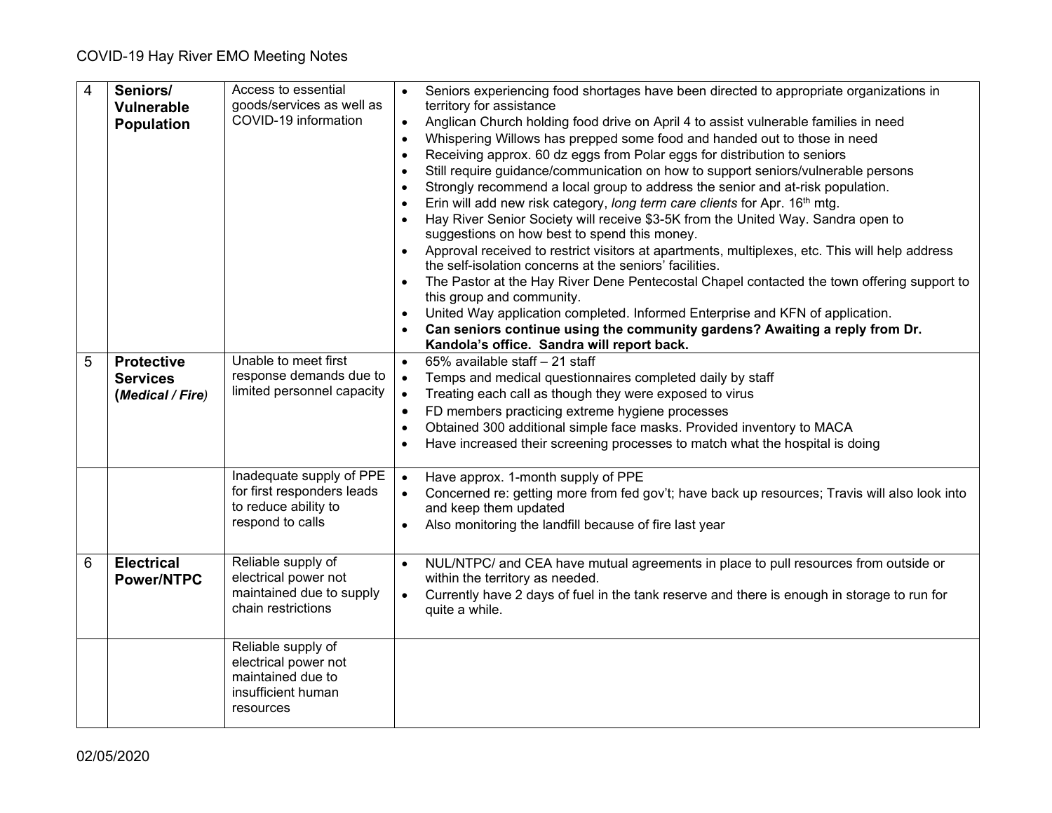| 4 | **Seniors/ Vulnerable Population** | Access to essential goods/services as well as COVID-19 information | • Seniors experiencing food shortages have been directed to appropriate organizations in territory for assistance<br>• Anglican Church holding food drive on April 4 to assist vulnerable families in need<br>• Whispering Willows has prepped some food and handed out to those in need<br>• Receiving approx. 60 dz eggs from Polar eggs for distribution to seniors<br>• Still require guidance/communication on how to support seniors/vulnerable persons<br>• Strongly recommend a local group to address the senior and at-risk population.<br>• Erin will add new risk category, *long term care clients* for Apr. 16th mtg.<br>• Hay River Senior Society will receive $3-5K from the United Way. Sandra open to suggestions on how best to spend this money.<br>• Approval received to restrict visitors at apartments, multiplexes, etc. This will help address the self-isolation concerns at the seniors' facilities.<br>• The Pastor at the Hay River Dene Pentecostal Chapel contacted the town offering support to this group and community.<br>• United Way application completed. Informed Enterprise and KFN of application.<br>• **Can seniors continue using the community gardens? Awaiting a reply from Dr. Kandola's office. Sandra will report back.** |
|---|---|---|---|
| 5 | **Protective Services (*Medical / Fire*)** | Unable to meet first response demands due to limited personnel capacity | • 65% available staff – 21 staff<br>• Temps and medical questionnaires completed daily by staff<br>• Treating each call as though they were exposed to virus<br>• FD members practicing extreme hygiene processes<br>• Obtained 300 additional simple face masks. Provided inventory to MACA<br>• Have increased their screening processes to match what the hospital is doing |
| | | Inadequate supply of PPE for first responders leads to reduce ability to respond to calls | • Have approx. 1-month supply of PPE<br>• Concerned re: getting more from fed gov't; have back up resources; Travis will also look into and keep them updated<br>• Also monitoring the landfill because of fire last year |
| 6 | **Electrical Power/NTPC** | Reliable supply of electrical power not maintained due to supply chain restrictions | • NUL/NTPC/ and CEA have mutual agreements in place to pull resources from outside or within the territory as needed.<br>• Currently have 2 days of fuel in the tank reserve and there is enough in storage to run for quite a while. |
| | | Reliable supply of electrical power not maintained due to insufficient human resources | |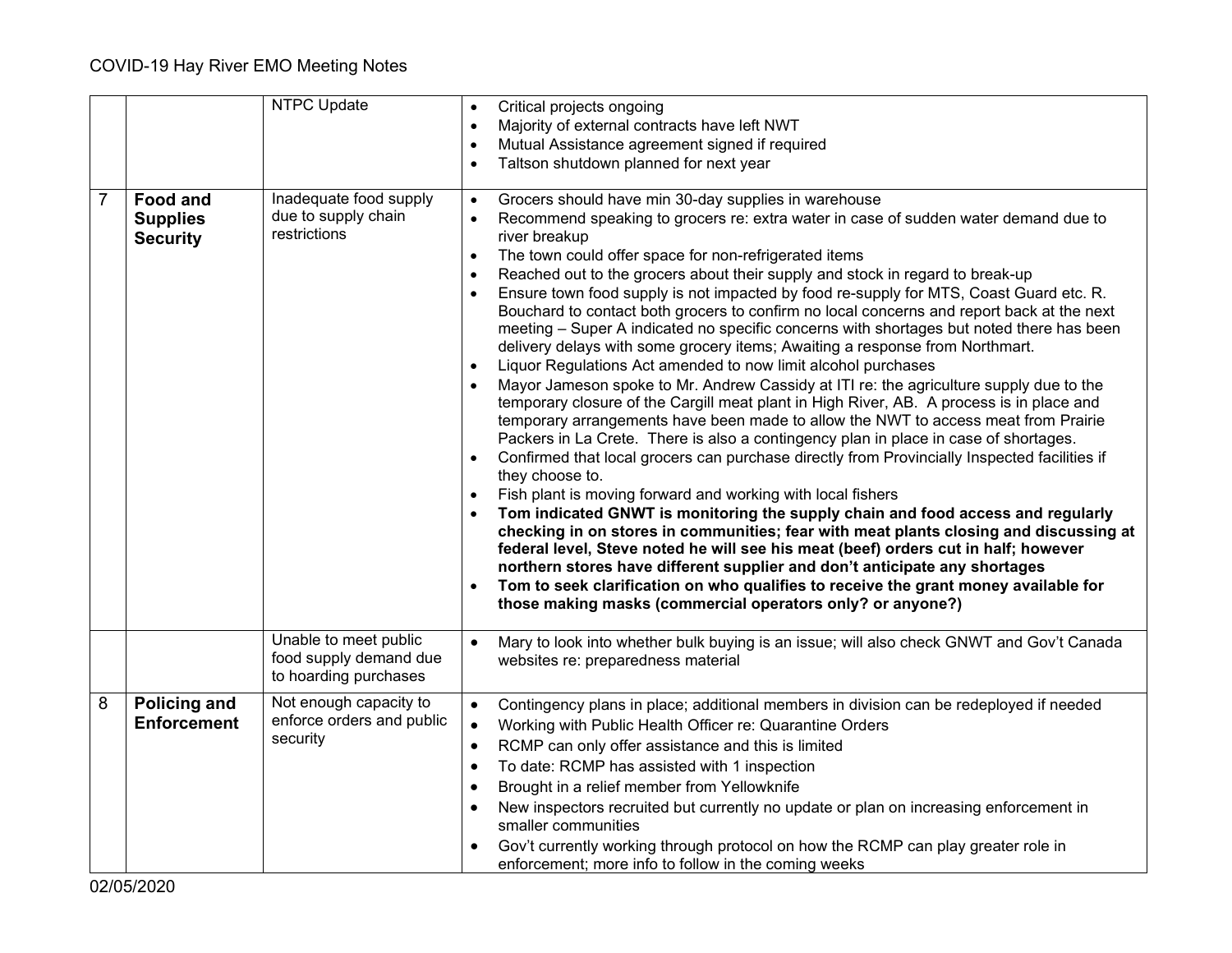| | | | |
|---|---|---|---|
| | | NTPC Update | • Critical projects ongoing<br>• Majority of external contracts have left NWT<br>• Mutual Assistance agreement signed if required<br>• Taltson shutdown planned for next year |
| 7 | **Food and Supplies Security** | Inadequate food supply due to supply chain restrictions | • Grocers should have min 30-day supplies in warehouse<br>• Recommend speaking to grocers re: extra water in case of sudden water demand due to river breakup<br>• The town could offer space for non-refrigerated items<br>• Reached out to the grocers about their supply and stock in regard to break-up<br>• Ensure town food supply is not impacted by food re-supply for MTS, Coast Guard etc. R. Bouchard to contact both grocers to confirm no local concerns and report back at the next meeting – Super A indicated no specific concerns with shortages but noted there has been delivery delays with some grocery items; Awaiting a response from Northmart.<br>• Liquor Regulations Act amended to now limit alcohol purchases<br>• Mayor Jameson spoke to Mr. Andrew Cassidy at ITI re: the agriculture supply due to the temporary closure of the Cargill meat plant in High River, AB. A process is in place and temporary arrangements have been made to allow the NWT to access meat from Prairie Packers in La Crete. There is also a contingency plan in place in case of shortages.<br>• Confirmed that local grocers can purchase directly from Provincially Inspected facilities if they choose to.<br>• Fish plant is moving forward and working with local fishers<br>• **Tom indicated GNWT is monitoring the supply chain and food access and regularly checking in on stores in communities; fear with meat plants closing and discussing at federal level, Steve noted he will see his meat (beef) orders cut in half; however northern stores have different supplier and don't anticipate any shortages**<br>• **Tom to seek clarification on who qualifies to receive the grant money available for those making masks (commercial operators only? or anyone?)** |
| | | Unable to meet public food supply demand due to hoarding purchases | • Mary to look into whether bulk buying is an issue; will also check GNWT and Gov't Canada websites re: preparedness material |
| 8 | **Policing and Enforcement** | Not enough capacity to enforce orders and public security | • Contingency plans in place; additional members in division can be redeployed if needed<br>• Working with Public Health Officer re: Quarantine Orders<br>• RCMP can only offer assistance and this is limited<br>• To date: RCMP has assisted with 1 inspection<br>• Brought in a relief member from Yellowknife<br>• New inspectors recruited but currently no update or plan on increasing enforcement in smaller communities<br>• Gov't currently working through protocol on how the RCMP can play greater role in enforcement; more info to follow in the coming weeks |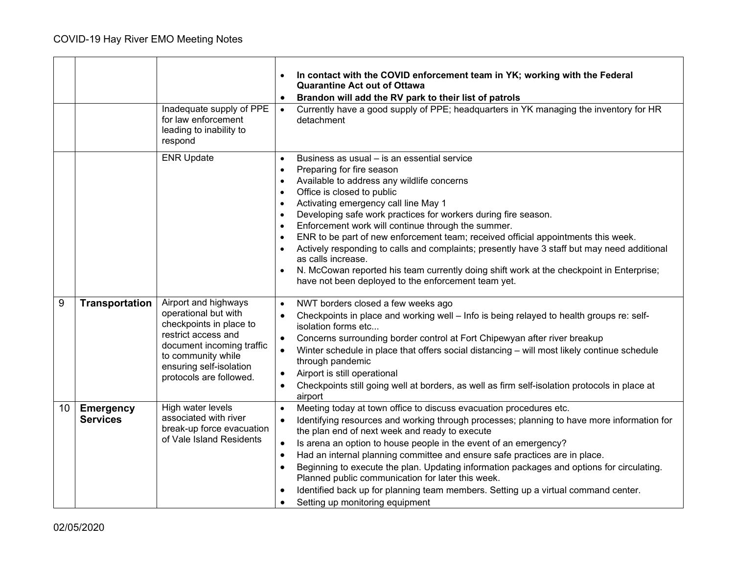| | | | |
|---|---|---|---|
| | | | <ul><li>**In contact with the COVID enforcement team in YK; working with the Federal Quarantine Act out of Ottawa**</li><li>**Brandon will add the RV park to their list of patrols**</li></ul> |
| | | Inadequate supply of PPE for law enforcement leading to inability to respond | <ul><li>Currently have a good supply of PPE; headquarters in YK managing the inventory for HR detachment</li></ul> |
| | | ENR Update | <ul><li>Business as usual – is an essential service</li><li>Preparing for fire season</li><li>Available to address any wildlife concerns</li><li>Office is closed to public</li><li>Activating emergency call line May 1</li><li>Developing safe work practices for workers during fire season.</li><li>Enforcement work will continue through the summer.</li><li>ENR to be part of new enforcement team; received official appointments this week.</li><li>Actively responding to calls and complaints; presently have 3 staff but may need additional as calls increase.</li><li>N. McCowan reported his team currently doing shift work at the checkpoint in Enterprise; have not been deployed to the enforcement team yet.</li></ul> |
| 9 | **Transportation** | Airport and highways operational but with checkpoints in place to restrict access and document incoming traffic to community while ensuring self-isolation protocols are followed. | <ul><li>NWT borders closed a few weeks ago</li><li>Checkpoints in place and working well – Info is being relayed to health groups re: self-isolation forms etc...</li><li>Concerns surrounding border control at Fort Chipewyan after river breakup</li><li>Winter schedule in place that offers social distancing – will most likely continue schedule through pandemic</li><li>Airport is still operational</li><li>Checkpoints still going well at borders, as well as firm self-isolation protocols in place at airport</li></ul> |
| 10 | **Emergency Services** | High water levels associated with river break-up force evacuation of Vale Island Residents | <ul><li>Meeting today at town office to discuss evacuation procedures etc.</li><li>Identifying resources and working through processes; planning to have more information for the plan end of next week and ready to execute</li><li>Is arena an option to house people in the event of an emergency?</li><li>Had an internal planning committee and ensure safe practices are in place.</li><li>Beginning to execute the plan. Updating information packages and options for circulating. Planned public communication for later this week.</li><li>Identified back up for planning team members. Setting up a virtual command center.</li><li>Setting up monitoring equipment</li></ul> |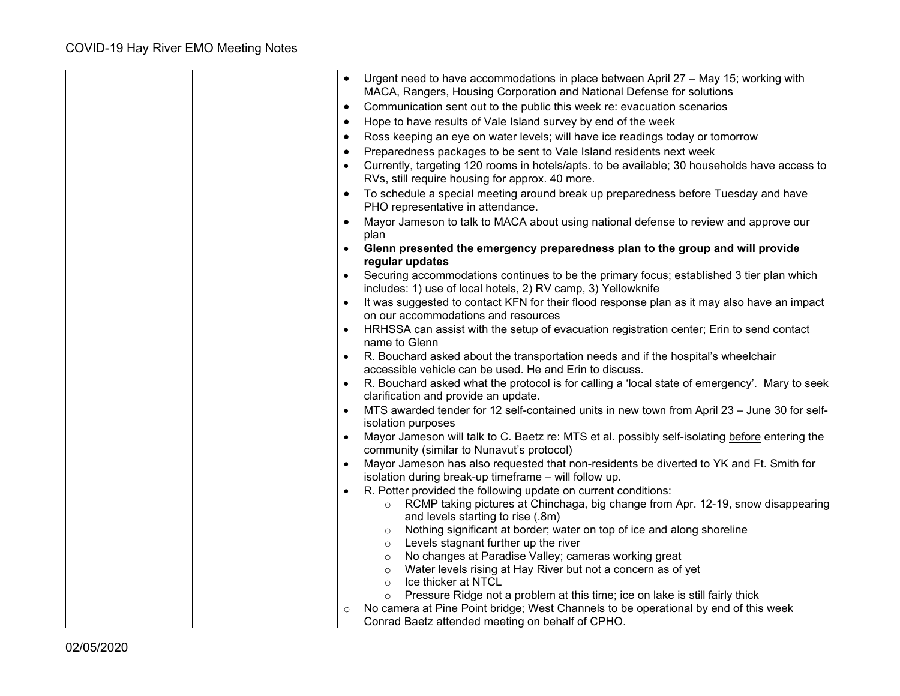| | | | • Urgent need to have accommodations in place between April 27 – May 15; working with MACA, Rangers, Housing Corporation and National Defense for solutions<br>• Communication sent out to the public this week re: evacuation scenarios<br>• Hope to have results of Vale Island survey by end of the week<br>• Ross keeping an eye on water levels; will have ice readings today or tomorrow<br>• Preparedness packages to be sent to Vale Island residents next week<br>• Currently, targeting 120 rooms in hotels/apts. to be available; 30 households have access to RVs, still require housing for approx. 40 more.<br>• To schedule a special meeting around break up preparedness before Tuesday and have PHO representative in attendance.<br>• Mayor Jameson to talk to MACA about using national defense to review and approve our plan<br>• **Glenn presented the emergency preparedness plan to the group and will provide regular updates**<br>• Securing accommodations continues to be the primary focus; established 3 tier plan which includes: 1) use of local hotels, 2) RV camp, 3) Yellowknife<br>• It was suggested to contact KFN for their flood response plan as it may also have an impact on our accommodations and resources<br>• HRHSSA can assist with the setup of evacuation registration center; Erin to send contact name to Glenn<br>• R. Bouchard asked about the transportation needs and if the hospital's wheelchair accessible vehicle can be used. He and Erin to discuss.<br>• R. Bouchard asked what the protocol is for calling a 'local state of emergency'. Mary to seek clarification and provide an update.<br>• MTS awarded tender for 12 self-contained units in new town from April 23 – June 30 for self-isolation purposes<br>• Mayor Jameson will talk to C. Baetz re: MTS et al. possibly self-isolating before entering the community (similar to Nunavut's protocol)<br>• Mayor Jameson has also requested that non-residents be diverted to YK and Ft. Smith for isolation during break-up timeframe – will follow up.<br>• R. Potter provided the following update on current conditions:<br>&nbsp;&nbsp;&nbsp;&nbsp;○ RCMP taking pictures at Chinchaga, big change from Apr. 12-19, snow disappearing and levels starting to rise (.8m)<br>&nbsp;&nbsp;&nbsp;&nbsp;○ Nothing significant at border; water on top of ice and along shoreline<br>&nbsp;&nbsp;&nbsp;&nbsp;○ Levels stagnant further up the river<br>&nbsp;&nbsp;&nbsp;&nbsp;○ No changes at Paradise Valley; cameras working great<br>&nbsp;&nbsp;&nbsp;&nbsp;○ Water levels rising at Hay River but not a concern as of yet<br>&nbsp;&nbsp;&nbsp;&nbsp;○ Ice thicker at NTCL<br>&nbsp;&nbsp;&nbsp;&nbsp;○ Pressure Ridge not a problem at this time; ice on lake is still fairly thick<br>○ No camera at Pine Point bridge; West Channels to be operational by end of this week<br>Conrad Baetz attended meeting on behalf of CPHO. |
|---|---|---|---|

02/05/2020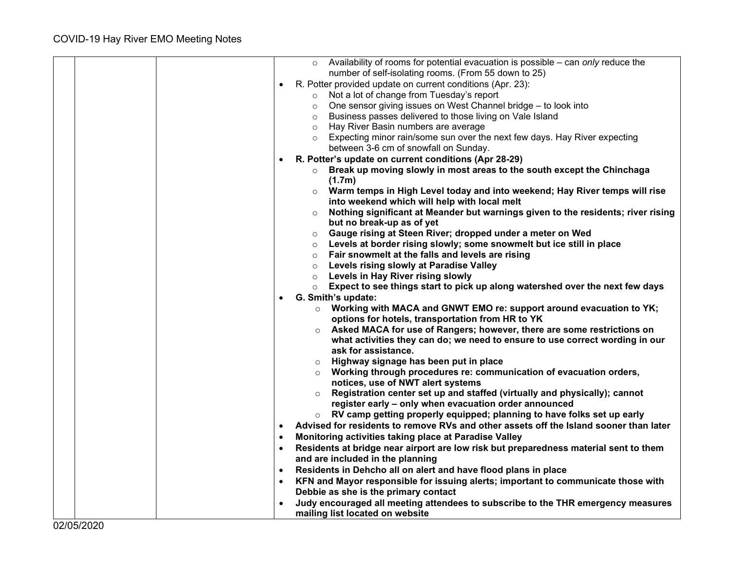| | | | <ul><li>Availability of rooms for potential evacuation is possible – can *only* reduce the number of self-isolating rooms. (From 55 down to 25)</li></ul><ul><li>R. Potter provided update on current conditions (Apr. 23):<ul><li>Not a lot of change from Tuesday's report</li><li>One sensor giving issues on West Channel bridge – to look into</li><li>Business passes delivered to those living on Vale Island</li><li>Hay River Basin numbers are average</li><li>Expecting minor rain/some sun over the next few days. Hay River expecting between 3-6 cm of snowfall on Sunday.</li></ul></li><li>**R. Potter's update on current conditions (Apr 28-29)**<ul><li>**Break up moving slowly in most areas to the south except the Chinchaga (1.7m)**</li><li>**Warm temps in High Level today and into weekend; Hay River temps will rise into weekend which will help with local melt**</li><li>**Nothing significant at Meander but warnings given to the residents; river rising but no break-up as of yet**</li><li>**Gauge rising at Steen River; dropped under a meter on Wed**</li><li>**Levels at border rising slowly; some snowmelt but ice still in place**</li><li>**Fair snowmelt at the falls and levels are rising**</li><li>**Levels rising slowly at Paradise Valley**</li><li>**Levels in Hay River rising slowly**</li><li>**Expect to see things start to pick up along watershed over the next few days**</li></ul></li><li>**G. Smith's update:**<ul><li>**Working with MACA and GNWT EMO re: support around evacuation to YK; options for hotels, transportation from HR to YK**</li><li>**Asked MACA for use of Rangers; however, there are some restrictions on what activities they can do; we need to ensure to use correct wording in our ask for assistance.**</li><li>**Highway signage has been put in place**</li><li>**Working through procedures re: communication of evacuation orders, notices, use of NWT alert systems**</li><li>**Registration center set up and staffed (virtually and physically); cannot register early – only when evacuation order announced**</li><li>**RV camp getting properly equipped; planning to have folks set up early**</li></ul></li><li>**Advised for residents to remove RVs and other assets off the Island sooner than later**</li><li>**Monitoring activities taking place at Paradise Valley**</li><li>**Residents at bridge near airport are low risk but preparedness material sent to them and are included in the planning**</li><li>**Residents in Dehcho all on alert and have flood plans in place**</li><li>**KFN and Mayor responsible for issuing alerts; important to communicate those with Debbie as she is the primary contact**</li><li>**Judy encouraged all meeting attendees to subscribe to the THR emergency measures mailing list located on website**</li></ul> |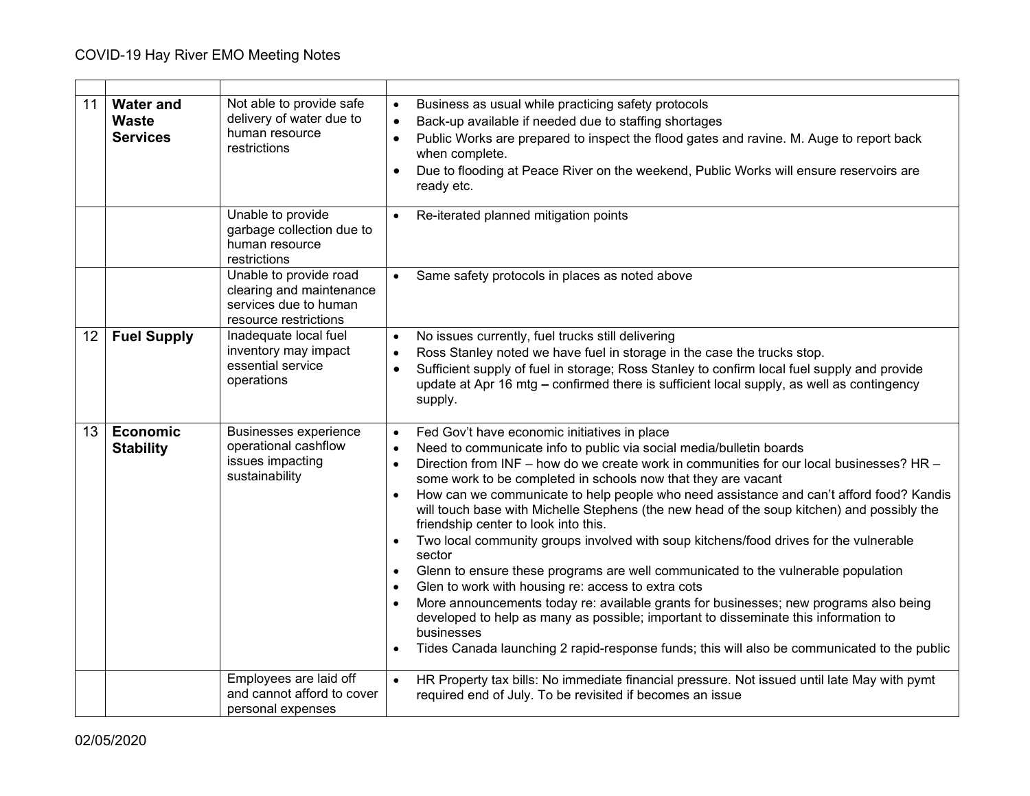| | | | |
|---|---|---|---|
| 11 | **Water and Waste Services** | Not able to provide safe delivery of water due to human resource restrictions | • Business as usual while practicing safety protocols<br>• Back-up available if needed due to staffing shortages<br>• Public Works are prepared to inspect the flood gates and ravine. M. Auge to report back when complete.<br>• Due to flooding at Peace River on the weekend, Public Works will ensure reservoirs are ready etc. |
| | | Unable to provide garbage collection due to human resource restrictions | • Re-iterated planned mitigation points |
| | | Unable to provide road clearing and maintenance services due to human resource restrictions | • Same safety protocols in places as noted above |
| 12 | **Fuel Supply** | Inadequate local fuel inventory may impact essential service operations | • No issues currently, fuel trucks still delivering<br>• Ross Stanley noted we have fuel in storage in the case the trucks stop.<br>• Sufficient supply of fuel in storage; Ross Stanley to confirm local fuel supply and provide update at Apr 16 mtg **–** confirmed there is sufficient local supply, as well as contingency supply. |
| 13 | **Economic Stability** | Businesses experience operational cashflow issues impacting sustainability | • Fed Gov't have economic initiatives in place<br>• Need to communicate info to public via social media/bulletin boards<br>• Direction from INF – how do we create work in communities for our local businesses? HR – some work to be completed in schools now that they are vacant<br>• How can we communicate to help people who need assistance and can't afford food? Kandis will touch base with Michelle Stephens (the new head of the soup kitchen) and possibly the friendship center to look into this.<br>• Two local community groups involved with soup kitchens/food drives for the vulnerable sector<br>• Glenn to ensure these programs are well communicated to the vulnerable population<br>• Glen to work with housing re: access to extra cots<br>• More announcements today re: available grants for businesses; new programs also being developed to help as many as possible; important to disseminate this information to businesses<br>• Tides Canada launching 2 rapid-response funds; this will also be communicated to the public |
| | | Employees are laid off and cannot afford to cover personal expenses | • HR Property tax bills: No immediate financial pressure. Not issued until late May with pymt required end of July. To be revisited if becomes an issue |